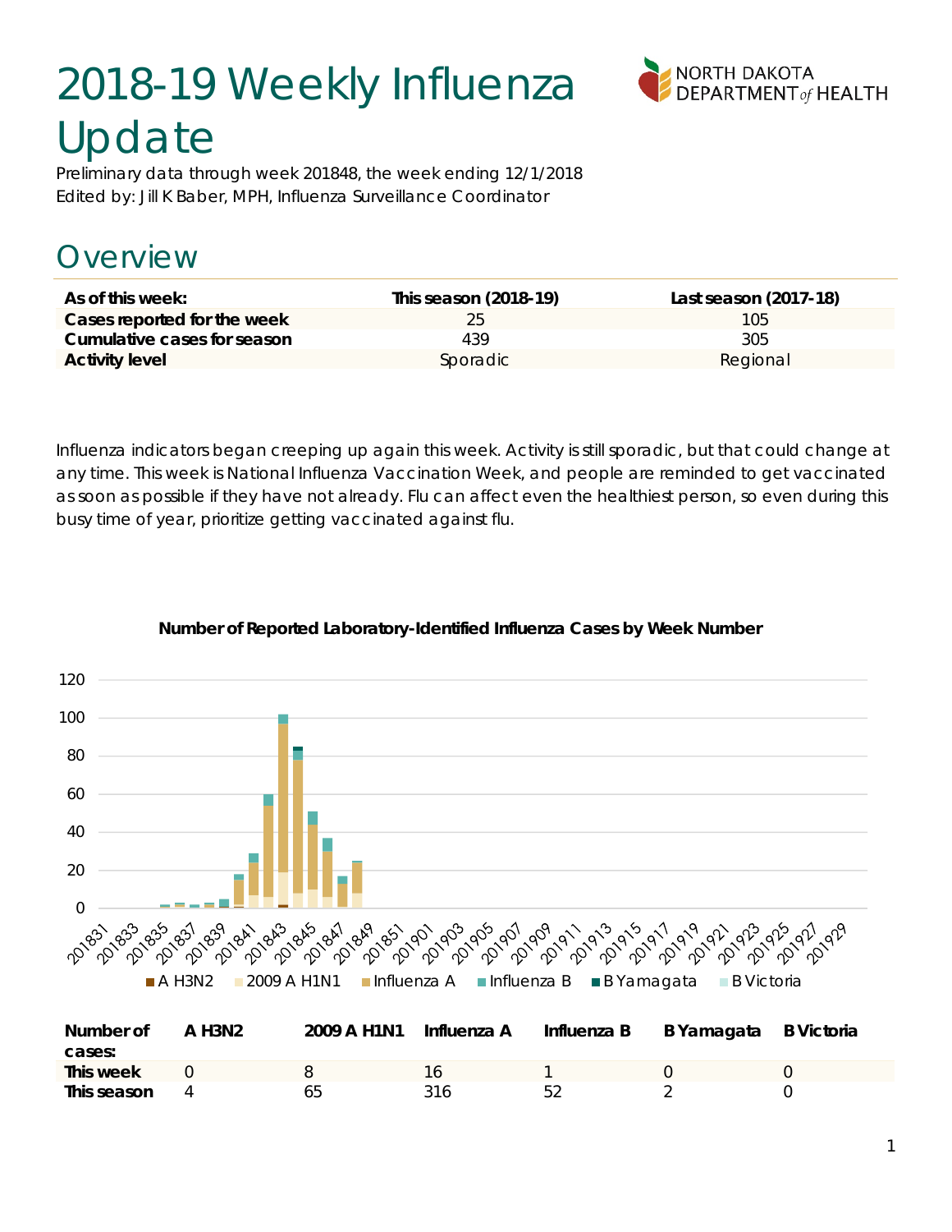# 2018-19 Weekly Influenza Update

Preliminary data through week 201848, the week ending 12/1/2018
Edited by: Jill K Baber, MPH, Influenza Surveillance Coordinator

## Overview

| As of this week: | This season (2018-19) | Last season (2017-18) |
|---|---|---|
| **Cases reported for the week** | 25 | 105 |
| **Cumulative cases for season** | 439 | 305 |
| **Activity level** | Sporadic | Regional |

Influenza indicators began creeping up again this week. Activity is still sporadic, but that could change at any time. This week is National Influenza Vaccination Week, and people are reminded to get vaccinated as soon as possible if they have not already. Flu can affect even the healthiest person, so even during this busy time of year, prioritize getting vaccinated against flu.

**Number of Reported Laboratory-Identified Influenza Cases by Week Number**

| Number of cases: | A H3N2 | 2009 A H1N1 | Influenza A | Influenza B | B Yamagata | B Victoria |
|---|---|---|---|---|---|---|
| **This week** | 0 | 8 | 16 | 1 | 0 | 0 |
| **This season** | 4 | 65 | 316 | 52 | 2 | 0 |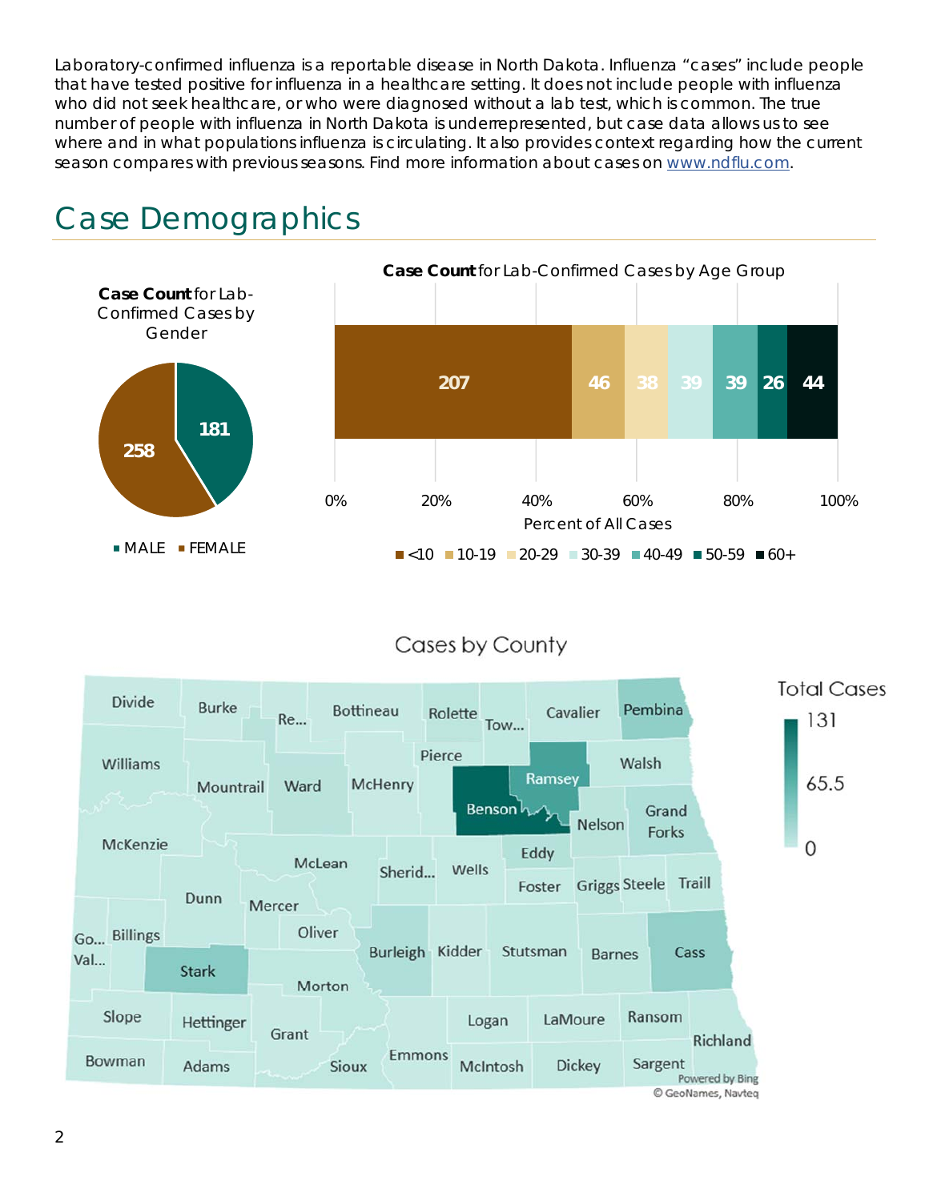Laboratory-confirmed influenza is a reportable disease in North Dakota. Influenza "cases" include people that have tested positive for influenza in a healthcare setting. It does not include people with influenza who did not seek healthcare, or who were diagnosed without a lab test, which is common. The true number of people with influenza in North Dakota is underrepresented, but case data allows us to see where and in what populations influenza is circulating. It also provides context regarding how the current season compares with previous seasons. Find more information about cases on [www.ndflu.com](http://www.ndflu.com).

# Case Demographics

**Case Count** for Lab-Confirmed Cases by Gender

| Gender | Cases |
| --- | --- |
| MALE | 181 |
| FEMALE | 258 |

**Case Count** for Lab-Confirmed Cases by Age Group

| Age Group | Cases |
| --- | --- |
| <10 | 207 |
| 10-19 | 46 |
| 20-29 | 38 |
| 30-39 | 39 |
| 40-49 | 39 |
| 50-59 | 26 |
| 60+ | 44 |

Percent of All Cases

Cases by County

Total Cases: 0 – 65.5 – 131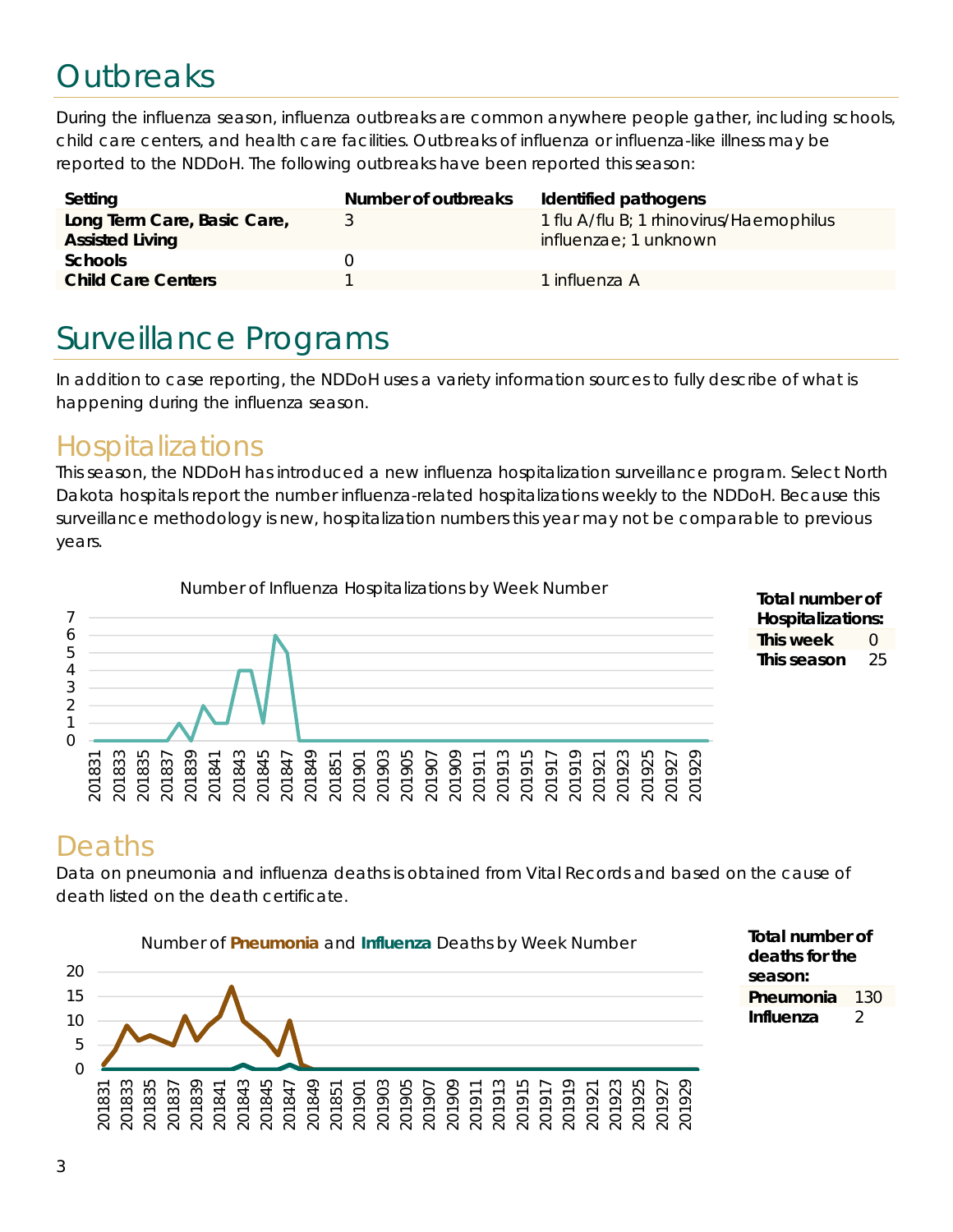# Outbreaks

During the influenza season, influenza outbreaks are common anywhere people gather, including schools, child care centers, and health care facilities. Outbreaks of influenza or influenza-like illness may be reported to the NDDoH. The following outbreaks have been reported this season:

| Setting | Number of outbreaks | Identified pathogens |
|---|---|---|
| **Long Term Care, Basic Care, Assisted Living** | 3 | 1 flu A/flu B; 1 rhinovirus/Haemophilus influenzae; 1 unknown |
| **Schools** | 0 | |
| **Child Care Centers** | 1 | 1 influenza A |

# Surveillance Programs

In addition to case reporting, the NDDoH uses a variety information sources to fully describe of what is happening during the influenza season.

## Hospitalizations

This season, the NDDoH has introduced a new influenza hospitalization surveillance program. Select North Dakota hospitals report the number influenza-related hospitalizations weekly to the NDDoH. Because this surveillance methodology is new, hospitalization numbers this year may not be comparable to previous years.

Number of Influenza Hospitalizations by Week Number

| Total number of Hospitalizations: | |
|---|---|
| **This week** | 0 |
| **This season** | 25 |

## Deaths

Data on pneumonia and influenza deaths is obtained from Vital Records and based on the cause of death listed on the death certificate.

Number of **Pneumonia** and **Influenza** Deaths by Week Number

| Total number of deaths for the season: | |
|---|---|
| **Pneumonia** | 130 |
| **Influenza** | 2 |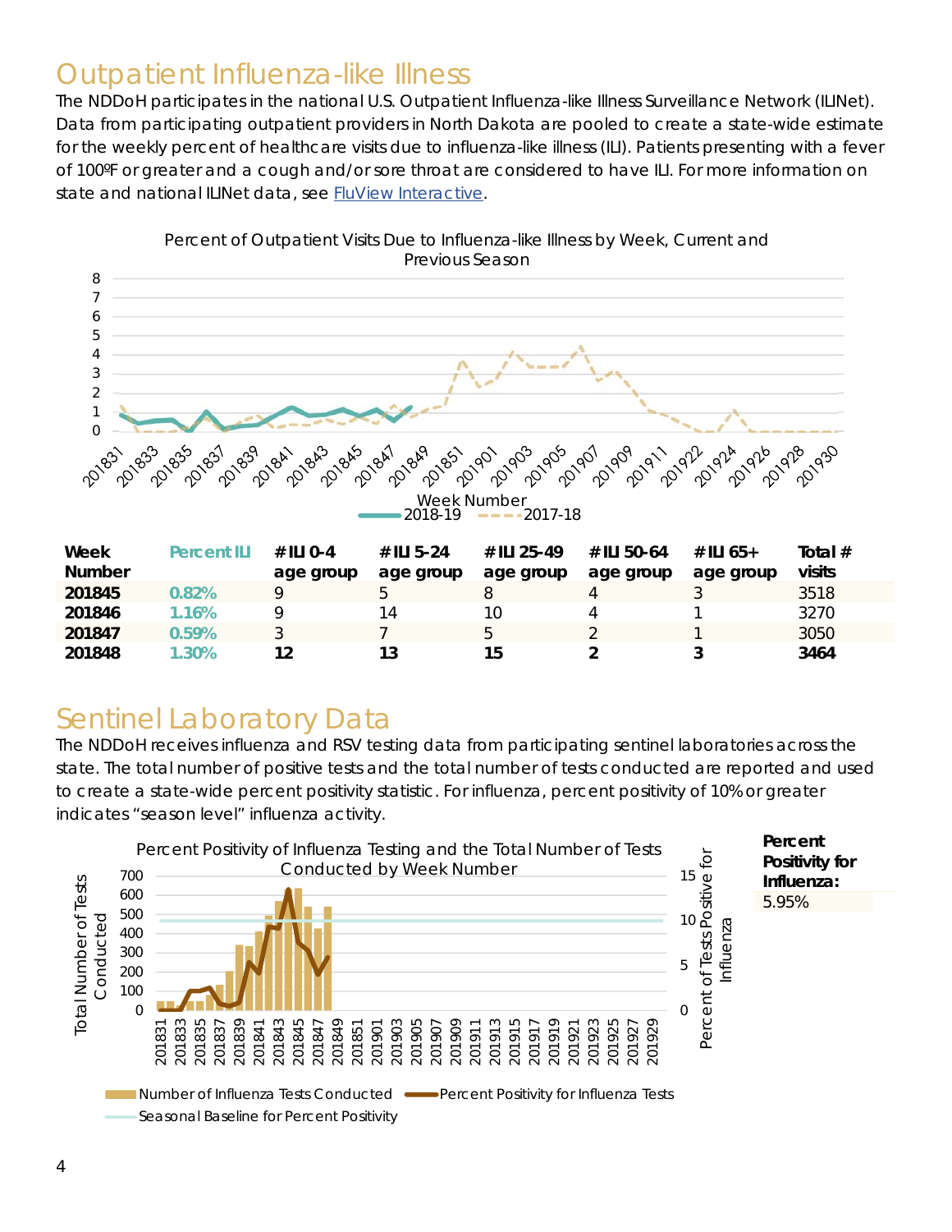# Outpatient Influenza-like Illness

The NDDoH participates in the national U.S. Outpatient Influenza-like Illness Surveillance Network (ILINet). Data from participating outpatient providers in North Dakota are pooled to create a state-wide estimate for the weekly percent of healthcare visits due to influenza-like illness (ILI). Patients presenting with a fever of 100ºF or greater and a cough and/or sore throat are considered to have ILI. For more information on state and national ILINet data, see [FluView Interactive](FluView Interactive).

Percent of Outpatient Visits Due to Influenza-like Illness by Week, Current and Previous Season

| Week Number | Percent ILI | # ILI 0-4 age group | # ILI 5-24 age group | # ILI 25-49 age group | # ILI 50-64 age group | # ILI 65+ age group | Total # visits |
|---|---|---|---|---|---|---|---|
| **201845** | **0.82%** | 9 | 5 | 8 | 4 | 3 | 3518 |
| **201846** | **1.16%** | 9 | 14 | 10 | 4 | 1 | 3270 |
| **201847** | **0.59%** | 3 | 7 | 5 | 2 | 1 | 3050 |
| **201848** | **1.30%** | **12** | **13** | **15** | **2** | **3** | **3464** |

# Sentinel Laboratory Data

The NDDoH receives influenza and RSV testing data from participating sentinel laboratories across the state. The total number of positive tests and the total number of tests conducted are reported and used to create a state-wide percent positivity statistic. For influenza, percent positivity of 10% or greater indicates "season level" influenza activity.

Percent Positivity of Influenza Testing and the Total Number of Tests Conducted by Week Number

| **Percent Positivity for Influenza:** |
|---|
| 5.95% |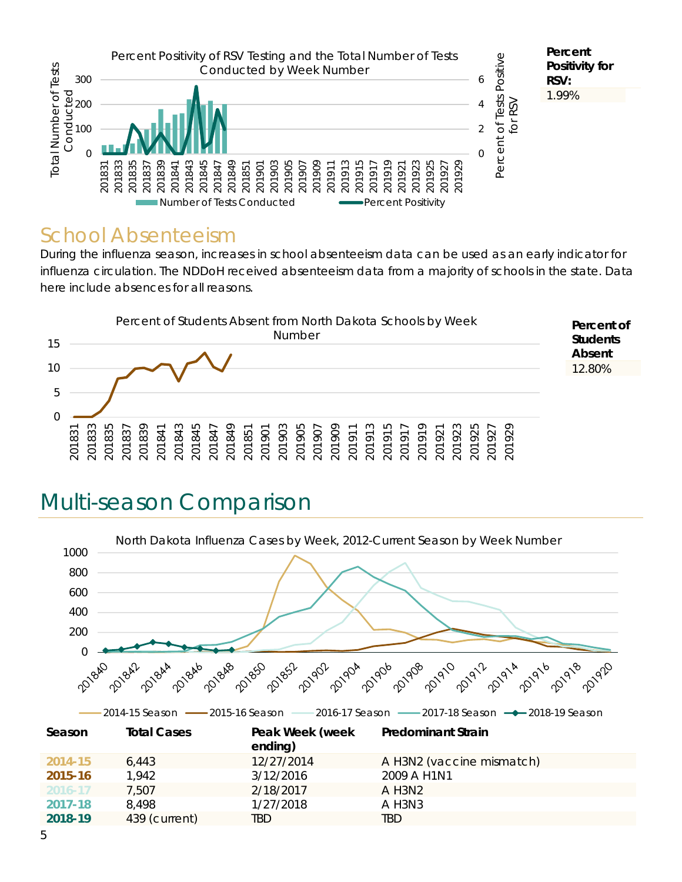Percent Positivity of RSV Testing and the Total Number of Tests Conducted by Week Number

**Percent Positivity for RSV:**
1.99%

## School Absenteeism

During the influenza season, increases in school absenteeism data can be used as an early indicator for influenza circulation. The NDDoH received absenteeism data from a majority of schools in the state. Data here include absences for all reasons.

Percent of Students Absent from North Dakota Schools by Week Number

**Percent of Students Absent**
12.80%

# Multi-season Comparison

North Dakota Influenza Cases by Week, 2012-Current Season by Week Number

| Season | Total Cases | Peak Week (week ending) | Predominant Strain |
| --- | --- | --- | --- |
| 2014-15 | 6,443 | 12/27/2014 | A H3N2 (vaccine mismatch) |
| 2015-16 | 1,942 | 3/12/2016 | 2009 A H1N1 |
| 2016-17 | 7,507 | 2/18/2017 | A H3N2 |
| 2017-18 | 8,498 | 1/27/2018 | A H3N3 |
| 2018-19 | 439 (current) | TBD | TBD |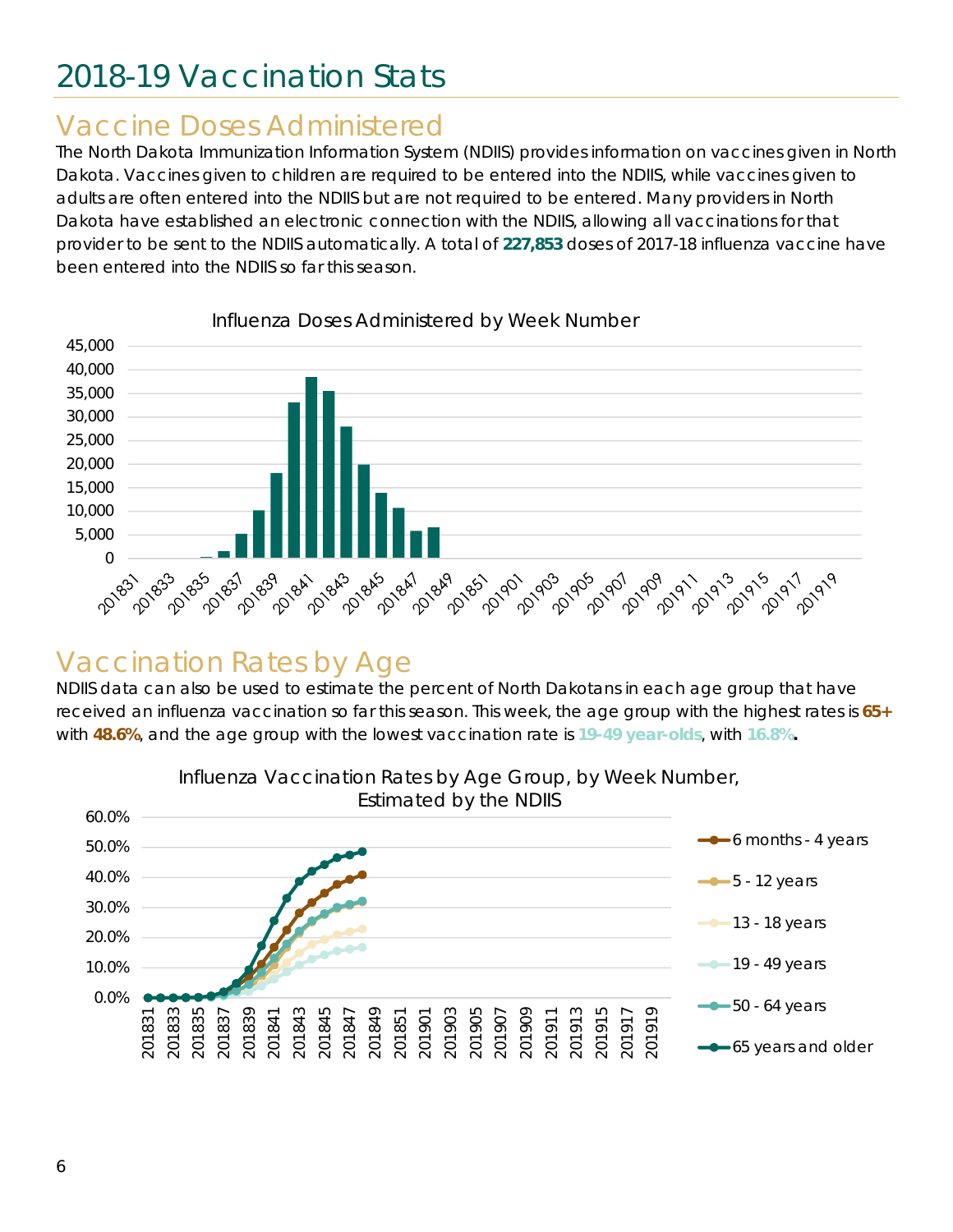# 2018-19 Vaccination Stats

## Vaccine Doses Administered

The North Dakota Immunization Information System (NDIIS) provides information on vaccines given in North Dakota. Vaccines given to children are required to be entered into the NDIIS, while vaccines given to adults are often entered into the NDIIS but are not required to be entered. Many providers in North Dakota have established an electronic connection with the NDIIS, allowing all vaccinations for that provider to be sent to the NDIIS automatically. A total of **227,853** doses of 2017-18 influenza vaccine have been entered into the NDIIS so far this season.

Influenza Doses Administered by Week Number

45,000
40,000
35,000
30,000
25,000
20,000
15,000
10,000
5,000
0

201831 201833 201835 201837 201839 201841 201843 201845 201847 201849 201851 201901 201903 201905 201907 201909 201911 201913 201915 201917 201919

## Vaccination Rates by Age

NDIIS data can also be used to estimate the percent of North Dakotans in each age group that have received an influenza vaccination so far this season. This week, the age group with the highest rates is **65+** with **48.6%**, and the age group with the lowest vaccination rate is **19-49 year-olds**, with **16.8%.**

Influenza Vaccination Rates by Age Group, by Week Number, Estimated by the NDIIS

60.0%
50.0%
40.0%
30.0%
20.0%
10.0%
0.0%

201831 201833 201835 201837 201839 201841 201843 201845 201847 201849 201851 201901 201903 201905 201907 201909 201911 201913 201915 201917 201919

6 months - 4 years
5 - 12 years
13 - 18 years
19 - 49 years
50 - 64 years
65 years and older